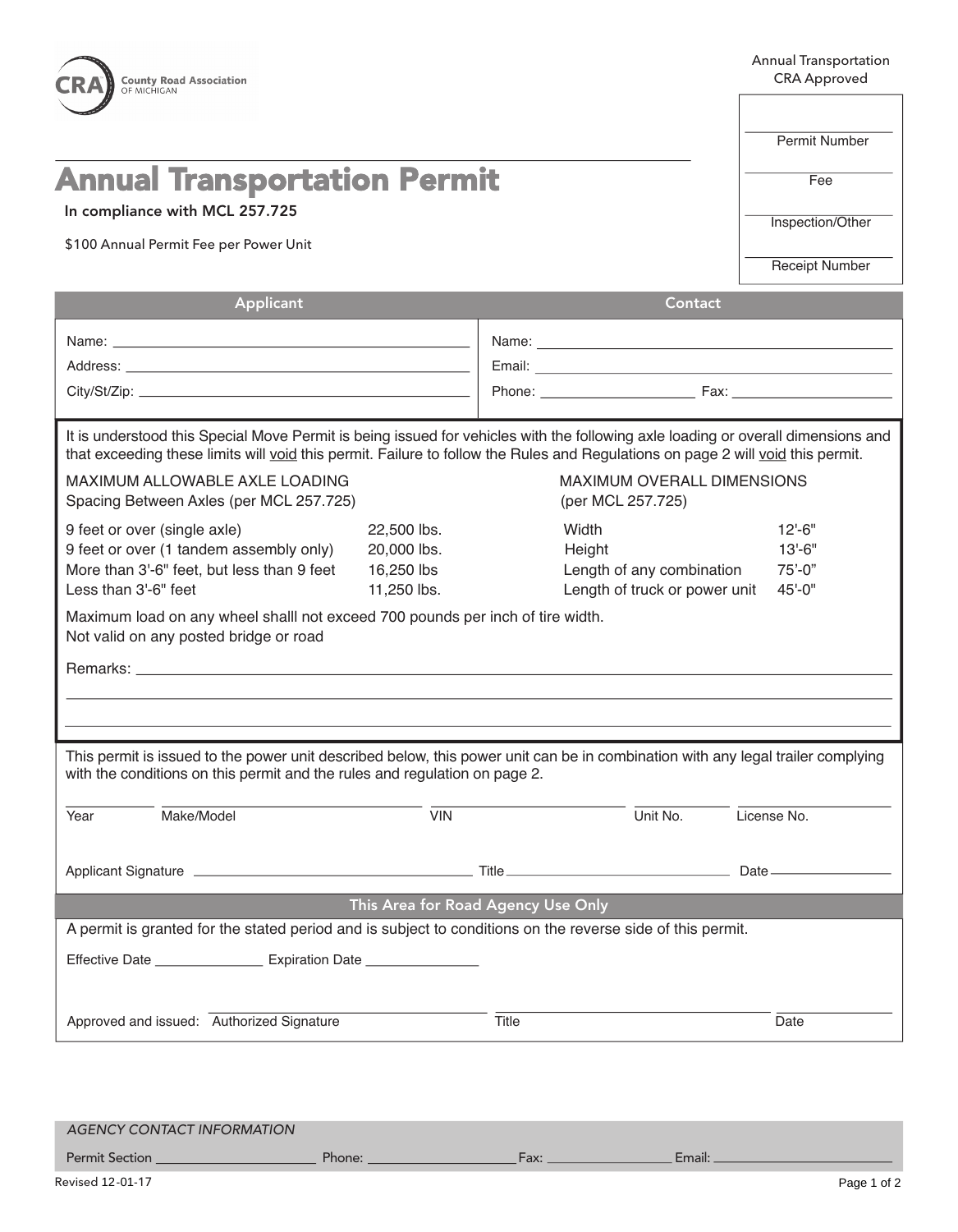County Road Association OF MICHIGAN

Annual Transportation
CRA Approved

Permit Number ____________

Fee ____________

Inspection/Other ____________

Receipt Number ____________

# Annual Transportation Permit

In compliance with MCL 257.725

$100 Annual Permit Fee per Power Unit

| Applicant | Contact |
|---|---|
| Name: | Name: |
| Address: | Email: |
| City/St/Zip: | Phone: Fax: |

It is understood this Special Move Permit is being issued for vehicles with the following axle loading or overall dimensions and that exceeding these limits will void this permit. Failure to follow the Rules and Regulations on page 2 will void this permit.

| MAXIMUM ALLOWABLE AXLE LOADING Spacing Between Axles (per MCL 257.725) | | MAXIMUM OVERALL DIMENSIONS (per MCL 257.725) | |
|---|---|---|---|
| 9 feet or over (single axle) | 22,500 lbs. | Width | 12'-6" |
| 9 feet or over (1 tandem assembly only) | 20,000 lbs. | Height | 13'-6" |
| More than 3'-6" feet, but less than 9 feet | 16,250 lbs | Length of any combination | 75'-0" |
| Less than 3'-6" feet | 11,250 lbs. | Length of truck or power unit | 45'-0" |

Maximum load on any wheel shalll not exceed 700 pounds per inch of tire width.
Not valid on any posted bridge or road

Remarks: ____________

This permit is issued to the power unit described below, this power unit can be in combination with any legal trailer complying with the conditions on this permit and the rules and regulation on page 2.

| Year | Make/Model | VIN | Unit No. | License No. |
|---|---|---|---|---|
| | | | | |

Applicant Signature ____________ Title ____________ Date ____________

## This Area for Road Agency Use Only

A permit is granted for the stated period and is subject to conditions on the reverse side of this permit.

Effective Date ____________ Expiration Date ____________

Approved and issued: Authorized Signature ____________ Title ____________ Date ____________

*AGENCY CONTACT INFORMATION*

Permit Section ____________ Phone: ____________ Fax: ____________ Email: ____________

Revised 12-01-17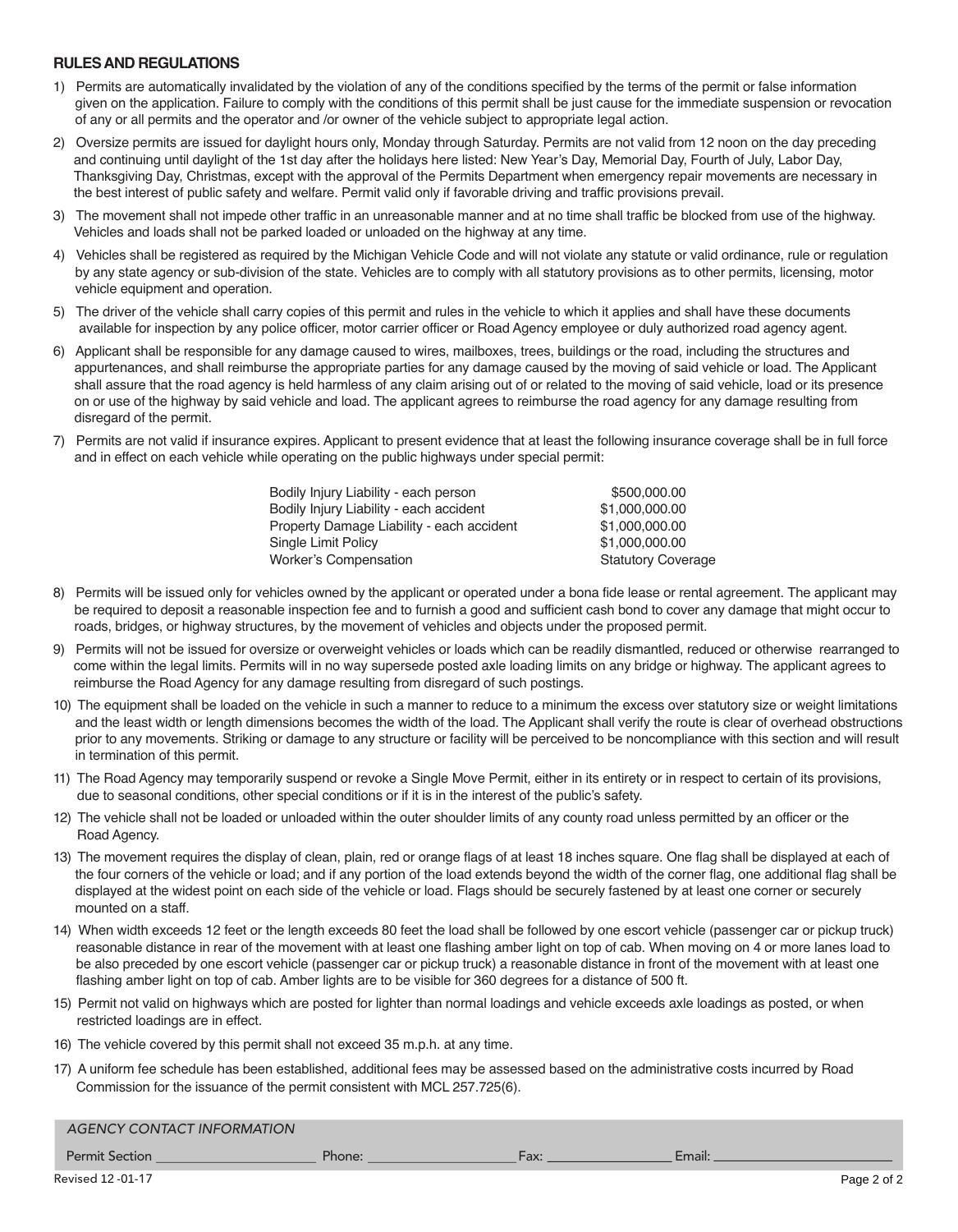## RULES AND REGULATIONS

1) Permits are automatically invalidated by the violation of any of the conditions specified by the terms of the permit or false information given on the application. Failure to comply with the conditions of this permit shall be just cause for the immediate suspension or revocation of any or all permits and the operator and /or owner of the vehicle subject to appropriate legal action.

2) Oversize permits are issued for daylight hours only, Monday through Saturday. Permits are not valid from 12 noon on the day preceding and continuing until daylight of the 1st day after the holidays here listed: New Year's Day, Memorial Day, Fourth of July, Labor Day, Thanksgiving Day, Christmas, except with the approval of the Permits Department when emergency repair movements are necessary in the best interest of public safety and welfare. Permit valid only if favorable driving and traffic provisions prevail.

3) The movement shall not impede other traffic in an unreasonable manner and at no time shall traffic be blocked from use of the highway. Vehicles and loads shall not be parked loaded or unloaded on the highway at any time.

4) Vehicles shall be registered as required by the Michigan Vehicle Code and will not violate any statute or valid ordinance, rule or regulation by any state agency or sub-division of the state. Vehicles are to comply with all statutory provisions as to other permits, licensing, motor vehicle equipment and operation.

5) The driver of the vehicle shall carry copies of this permit and rules in the vehicle to which it applies and shall have these documents available for inspection by any police officer, motor carrier officer or Road Agency employee or duly authorized road agency agent.

6) Applicant shall be responsible for any damage caused to wires, mailboxes, trees, buildings or the road, including the structures and appurtenances, and shall reimburse the appropriate parties for any damage caused by the moving of said vehicle or load. The Applicant shall assure that the road agency is held harmless of any claim arising out of or related to the moving of said vehicle, load or its presence on or use of the highway by said vehicle and load. The applicant agrees to reimburse the road agency for any damage resulting from disregard of the permit.

7) Permits are not valid if insurance expires. Applicant to present evidence that at least the following insurance coverage shall be in full force and in effect on each vehicle while operating on the public highways under special permit:

| | |
|---|---|
| Bodily Injury Liability - each person | $500,000.00 |
| Bodily Injury Liability - each accident | $1,000,000.00 |
| Property Damage Liability - each accident | $1,000,000.00 |
| Single Limit Policy | $1,000,000.00 |
| Worker's Compensation | Statutory Coverage |

8) Permits will be issued only for vehicles owned by the applicant or operated under a bona fide lease or rental agreement. The applicant may be required to deposit a reasonable inspection fee and to furnish a good and sufficient cash bond to cover any damage that might occur to roads, bridges, or highway structures, by the movement of vehicles and objects under the proposed permit.

9) Permits will not be issued for oversize or overweight vehicles or loads which can be readily dismantled, reduced or otherwise rearranged to come within the legal limits. Permits will in no way supersede posted axle loading limits on any bridge or highway. The applicant agrees to reimburse the Road Agency for any damage resulting from disregard of such postings.

10) The equipment shall be loaded on the vehicle in such a manner to reduce to a minimum the excess over statutory size or weight limitations and the least width or length dimensions becomes the width of the load. The Applicant shall verify the route is clear of overhead obstructions prior to any movements. Striking or damage to any structure or facility will be perceived to be noncompliance with this section and will result in termination of this permit.

11) The Road Agency may temporarily suspend or revoke a Single Move Permit, either in its entirety or in respect to certain of its provisions, due to seasonal conditions, other special conditions or if it is in the interest of the public's safety.

12) The vehicle shall not be loaded or unloaded within the outer shoulder limits of any county road unless permitted by an officer or the Road Agency.

13) The movement requires the display of clean, plain, red or orange flags of at least 18 inches square. One flag shall be displayed at each of the four corners of the vehicle or load; and if any portion of the load extends beyond the width of the corner flag, one additional flag shall be displayed at the widest point on each side of the vehicle or load. Flags should be securely fastened by at least one corner or securely mounted on a staff.

14) When width exceeds 12 feet or the length exceeds 80 feet the load shall be followed by one escort vehicle (passenger car or pickup truck) reasonable distance in rear of the movement with at least one flashing amber light on top of cab. When moving on 4 or more lanes load to be also preceded by one escort vehicle (passenger car or pickup truck) a reasonable distance in front of the movement with at least one flashing amber light on top of cab. Amber lights are to be visible for 360 degrees for a distance of 500 ft.

15) Permit not valid on highways which are posted for lighter than normal loadings and vehicle exceeds axle loadings as posted, or when restricted loadings are in effect.

16) The vehicle covered by this permit shall not exceed 35 m.p.h. at any time.

17) A uniform fee schedule has been established, additional fees may be assessed based on the administrative costs incurred by Road Commission for the issuance of the permit consistent with MCL 257.725(6).

*AGENCY CONTACT INFORMATION*

Permit Section ____________________ Phone: ____________________ Fax: ________________ Email: ________________________

Revised 12 -01-17